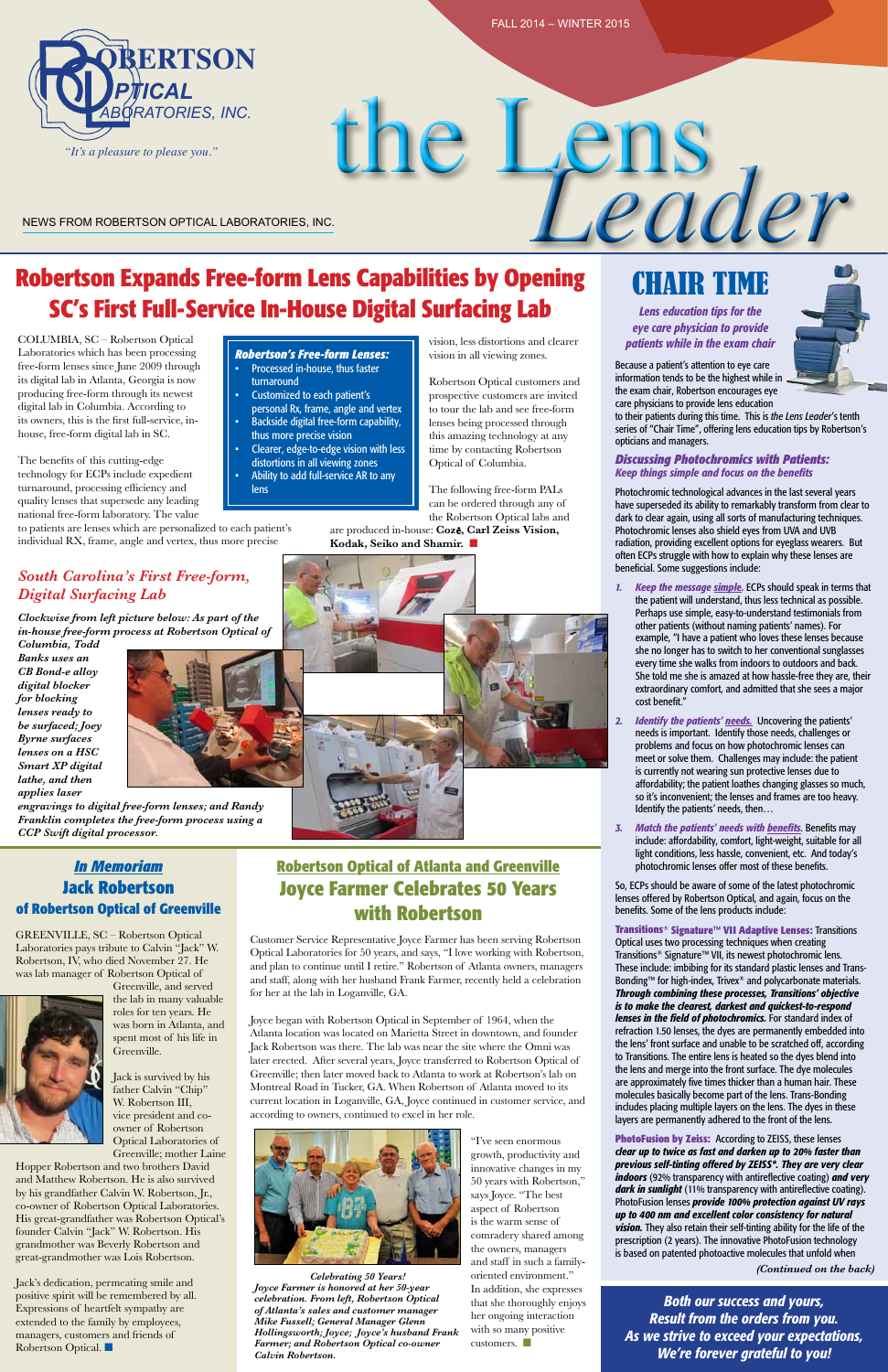FALL 2014 – WINTER 2015

ROBERTSON OPTICAL LABORATORIES, INC.

*"It's a pleasure to please you."*

# the Lens Leader

NEWS FROM ROBERTSON OPTICAL LABORATORIES, INC.

## Robertson Expands Free-form Lens Capabilities by Opening SC's First Full-Service In-House Digital Surfacing Lab

COLUMBIA, SC – Robertson Optical Laboratories which has been processing free-form lenses since June 2009 through its digital lab in Atlanta, Georgia is now producing free-form through its newest digital lab in Columbia. According to its owners, this is the first full-service, in-house, free-form digital lab in SC.

The benefits of this cutting-edge technology for ECPs include expedient turnaround, processing efficiency and quality lenses that supersede any leading national free-form laboratory. The value to patients are lenses which are personalized to each patient's individual RX, frame, angle and vertex, thus more precise vision, less distortions and clearer vision in all viewing zones.

**Robertson's Free-form Lenses:**

- Processed in-house, thus faster turnaround
- Customized to each patient's personal Rx, frame, angle and vertex
- Backside digital free-form capability, thus more precise vision
- Clearer, edge-to-edge vision with less distortions in all viewing zones
- Ability to add full-service AR to any lens

Robertson Optical customers and prospective customers are invited to tour the lab and see free-form lenses being processed through this amazing technology at any time by contacting Robertson Optical of Columbia.

The following free-form PALs can be ordered through any of the Robertson Optical labs and are produced in-house: **Cozē, Carl Zeiss Vision, Kodak, Seiko and Shamir.** ■

### *South Carolina's First Free-form, Digital Surfacing Lab*

***Clockwise from left picture below: As part of the in-house free-form process at Robertson Optical of Columbia, Todd Banks uses an CB Bond-e alloy digital blocker for blocking lenses ready to be surfaced; Joey Byrne surfaces lenses on a HSC Smart XP digital lathe, and then applies laser engravings to digital free-form lenses; and Randy Franklin completes the free-form process using a CCP Swift digital processor.***

## *In Memoriam* Jack Robertson of Robertson Optical of Greenville

GREENVILLE, SC – Robertson Optical Laboratories pays tribute to Calvin "Jack" W. Robertson, IV, who died November 27. He was lab manager of Robertson Optical of Greenville, and served the lab in many valuable roles for ten years. He was born in Atlanta, and spent most of his life in Greenville.

Jack is survived by his father Calvin "Chip" W. Robertson III, vice president and co-owner of Robertson Optical Laboratories of Greenville; mother Laine Hopper Robertson and two brothers David and Matthew Robertson. He is also survived by his grandfather Calvin W. Robertson, Jr., co-owner of Robertson Optical Laboratories. His great-grandfather was Robertson Optical's founder Calvin "Jack" W. Robertson. His grandmother was Beverly Robertson and great-grandmother was Lois Robertson.

Jack's dedication, permeating smile and positive spirit will be remembered by all. Expressions of heartfelt sympathy are extended to the family by employees, managers, customers and friends of Robertson Optical. ■

## Robertson Optical of Atlanta and Greenville Joyce Farmer Celebrates 50 Years with Robertson

Customer Service Representative Joyce Farmer has been serving Robertson Optical Laboratories for 50 years, and says, "I love working with Robertson, and plan to continue until I retire." Robertson of Atlanta owners, managers and staff, along with her husband Frank Farmer, recently held a celebration for her at the lab in Loganville, GA.

Joyce began with Robertson Optical in September of 1964, when the Atlanta location was located on Marietta Street in downtown, and founder Jack Robertson was there. The lab was near the site where the Omni was later erected. After several years, Joyce transferred to Robertson Optical of Greenville; then later moved back to Atlanta to work at Robertson's lab on Montreal Road in Tucker, GA. When Robertson of Atlanta moved to its current location in Loganville, GA, Joyce continued in customer service, and according to owners, continued to excel in her role.

***Celebrating 50 Years!***
***Joyce Farmer is honored at her 50-year celebration. From left, Robertson Optical of Atlanta's sales and customer manager Mike Fussell; General Manager Glenn Hollingsworth; Joyce; Joyce's husband Frank Farmer; and Robertson Optical co-owner Calvin Robertson.***

"I've seen enormous growth, productivity and innovative changes in my 50 years with Robertson," says Joyce. "The best aspect of Robertson is the warm sense of comradery shared among the owners, managers and staff in such a family-oriented environment." In addition, she expresses that she thoroughly enjoys her ongoing interaction with so many positive customers. ■

## CHAIR TIME

***Lens education tips for the eye care physician to provide patients while in the exam chair***

Because a patient's attention to eye care information tends to be the highest while in the exam chair, Robertson encourages eye care physicians to provide lens education to their patients during this time. This is *the Lens Leader's* tenth series of "Chair Time", offering lens education tips by Robertson's opticians and managers.

### *Discussing Photochromics with Patients: Keep things simple and focus on the benefits*

Photochromic technological advances in the last several years have superseded its ability to remarkably transform from clear to dark to clear again, using all sorts of manufacturing techniques. Photochromic lenses also shield eyes from UVA and UVB radiation, providing excellent options for eyeglass wearers. But often ECPs struggle with how to explain why these lenses are beneficial. Some suggestions include:

1. ***Keep the message simple.*** ECPs should speak in terms that the patient will understand, thus less technical as possible. Perhaps use simple, easy-to-understand testimonials from other patients (without naming patients' names). For example, "I have a patient who loves these lenses because she no longer has to switch to her conventional sunglasses every time she walks from indoors to outdoors and back. She told me she is amazed at how hassle-free they are, their extraordinary comfort, and admitted that she sees a major cost benefit."
2. ***Identify the patients' needs.*** Uncovering the patients' needs is important. Identify those needs, challenges or problems and focus on how photochromic lenses can meet or solve them. Challenges may include: the patient is currently not wearing sun protective lenses due to affordability; the patient loathes changing glasses so much, so it's inconvenient; the lenses and frames are too heavy. Identify the patients' needs, then…
3. ***Match the patients' needs with benefits.*** Benefits may include: affordability, comfort, light-weight, suitable for all light conditions, less hassle, convenient, etc. And today's photochromic lenses offer most of these benefits.

So, ECPs should be aware of some of the latest photochromic lenses offered by Robertson Optical, and again, focus on the benefits. Some of the lens products include:

**Transitions® Signature™ VII Adaptive Lenses:** Transitions Optical uses two processing techniques when creating Transitions® Signature™ VII, its newest photochromic lens. These include: imbibing for its standard plastic lenses and Trans-Bonding™ for high-index, Trivex® and polycarbonate materials. ***Through combining these processes, Transitions' objective is to make the clearest, darkest and quickest-to-respond lenses in the field of photochromics.*** For standard index of refraction 1.50 lenses, the dyes are permanently embedded into the lenses' front surface and unable to be scratched off, according to Transitions. The entire lens is heated so the dyes blend into the lens and merge into the front surface. The dye molecules are approximately five times thicker than a human hair. These molecules basically become part of the lens. Trans-Bonding includes placing multiple layers on the lens. The dyes in these layers are permanently adhered to the front of the lens.

**PhotoFusion by Zeiss:** According to ZEISS, these lenses ***clear up to twice as fast and darken up to 20% faster than previous self-tinting offered by ZEISS*. They are very clear indoors*** (92% transparency with antireflective coating) ***and very dark in sunlight*** (11% transparency with antireflective coating). PhotoFusion lenses ***provide 100% protection against UV rays up to 400 nm and excellent color consistency for natural vision.*** They also retain their self-tinting ability for the life of the prescription (2 years). The innovative PhotoFusion technology is based on patented photoactive molecules that unfold when

*(Continued on the back)*

***Both our success and yours, Result from the orders from you. As we strive to exceed your expectations, We're forever grateful to you!***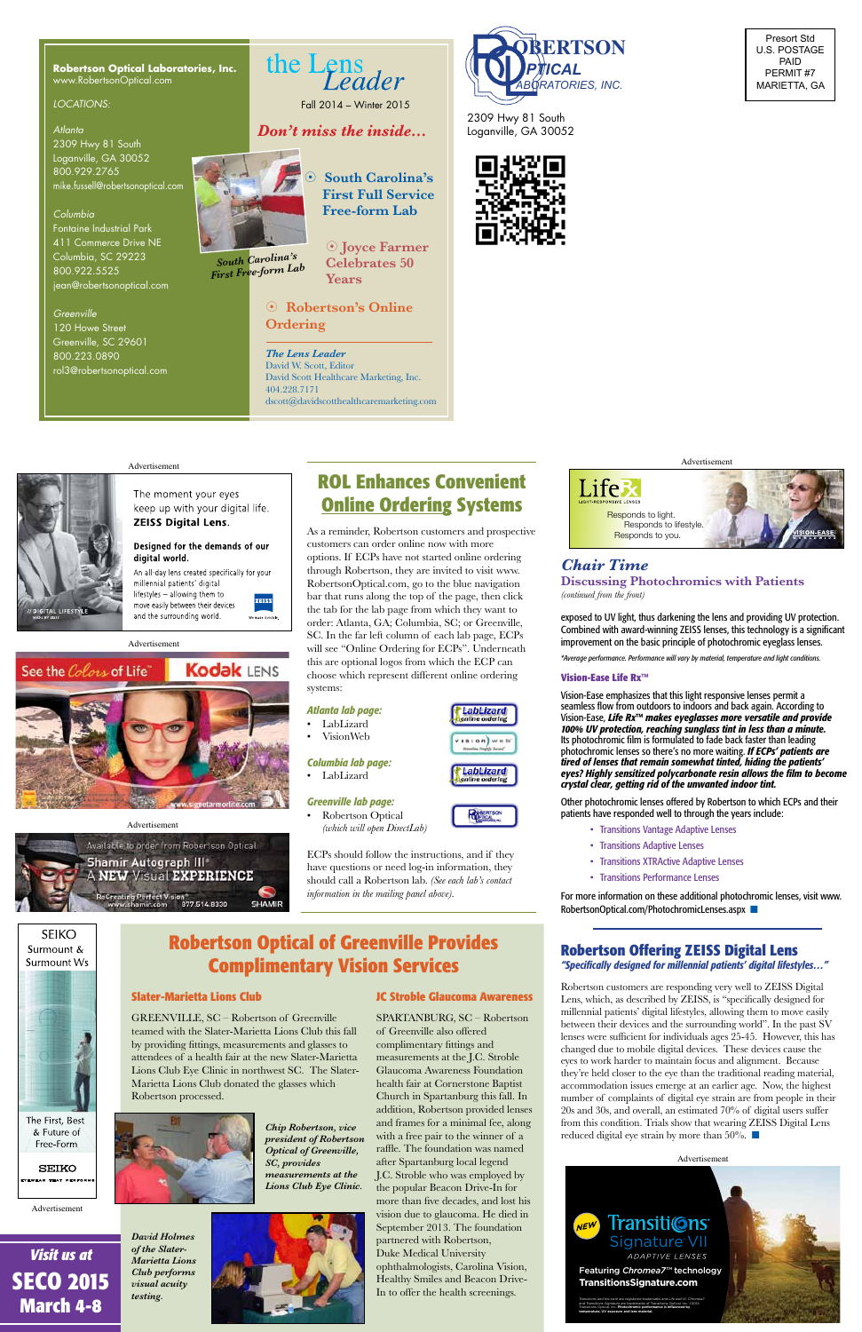**Robertson Optical Laboratories, Inc.**
www.RobertsonOptical.com

*LOCATIONS:*

*Atlanta*
2309 Hwy 81 South
Loganville, GA 30052
800.929.2765
mike.fussell@robertsonoptical.com

*Columbia*
Fontaine Industrial Park
411 Commerce Drive NE
Columbia, SC 29223
800.922.5525
jean@robertsonoptical.com

*Greenville*
120 Howe Street
Greenville, SC 29601
800.223.0890
rol3@robertsonoptical.com

# the Lens Leader

Fall 2014 – Winter 2015

***Don't miss the inside…***

- South Carolina's First Full Service Free-form Lab
- Joyce Farmer Celebrates 50 Years
- Robertson's Online Ordering

*South Carolina's First Free-form Lab*

*The Lens Leader*
David W. Scott, Editor
David Scott Healthcare Marketing, Inc.
404.228.7171
dscott@davidscotthealthcaremarketing.com

ROBERTSON OPTICAL LABORATORIES, INC.
2309 Hwy 81 South
Loganville, GA 30052

Presort Std
U.S. POSTAGE
PAID
PERMIT #7
MARIETTA, GA

Advertisement

The moment your eyes keep up with your digital life. **ZEISS Digital Lens.**

**Designed for the demands of our digital world.**

An all-day lens created specifically for your millennial patients' digital lifestyles – allowing them to move easily between their devices and the surrounding world.

Advertisement

See the *Colors* of Life™ Kodak LENS

www.signetarmorlite.com

Advertisement

Available to order from Robertson Optical
Shamir Autograph III®
A NEW Visual EXPERIENCE
ReCreating Perfect Vision® www.shamir.com 877.514.8330 SHAMIR

Advertisement

SEIKO Surmount & Surmount Ws
The First, Best & Future of Free-Form
SEIKO

Advertisement

***Visit us at* SECO 2015 March 4-8**

## ROL Enhances Convenient Online Ordering Systems

As a reminder, Robertson customers and prospective customers can order online now with more options. If ECPs have not started online ordering through Robertson, they are invited to visit www.RobertsonOptical.com, go to the blue navigation bar that runs along the top of the page, then click the tab for the lab page from which they want to order: Atlanta, GA; Columbia, SC; or Greenville, SC. In the far left column of each lab page, ECPs will see "Online Ordering for ECPs". Underneath this are optional logos from which the ECP can choose which represent different online ordering systems:

***Atlanta lab page:***
- LabLizard
- VisionWeb

***Columbia lab page:***
- LabLizard

***Greenville lab page:***
- Robertson Optical *(which will open DirectLab)*

ECPs should follow the instructions, and if they have questions or need log-in information, they should call a Robertson lab. *(See each lab's contact information in the mailing panel above).*

Advertisement

Life Rx LIGHT-RESPONSIVE LENSES
Responds to light. Responds to lifestyle. Responds to you.
VISION-EASE

## *Chair Time*
### Discussing Photochromics with Patients
*(continued from the front)*

exposed to UV light, thus darkening the lens and providing UV protection. Combined with award-winning ZEISS lenses, this technology is a significant improvement on the basic principle of photochromic eyeglass lenses.

*\*Average performance. Performance will vary by material, temperature and light conditions.*

**Vision-Ease Life Rx™**

Vision-Ease emphasizes that this light responsive lenses permit a seamless flow from outdoors to indoors and back again. According to Vision-Ease, ***Life Rx™ makes eyeglasses more versatile and provide 100% UV protection, reaching sunglass tint in less than a minute.*** Its photochromic film is formulated to fade back faster than leading photochromic lenses so there's no more waiting. ***If ECPs' patients are tired of lenses that remain somewhat tinted, hiding the patients' eyes? Highly sensitized polycarbonate resin allows the film to become crystal clear, getting rid of the unwanted indoor tint.***

Other photochromic lenses offered by Robertson to which ECPs and their patients have responded well to through the years include:

- Transitions Vantage Adaptive Lenses
- Transitions Adaptive Lenses
- Transitions XTRActive Adaptive Lenses
- Transitions Performance Lenses

For more information on these additional photochromic lenses, visit www.RobertsonOptical.com/PhotochromicLenses.aspx

## Robertson Optical of Greenville Provides Complimentary Vision Services

### Slater-Marietta Lions Club

GREENVILLE, SC – Robertson of Greenville teamed with the Slater-Marietta Lions Club this fall by providing fittings, measurements and glasses to attendees of a health fair at the new Slater-Marietta Lions Club Eye Clinic in northwest SC. The Slater-Marietta Lions Club donated the glasses which Robertson processed.

*Chip Robertson, vice president of Robertson Optical of Greenville, SC, provides measurements at the Lions Club Eye Clinic.*

*David Holmes of the Slater-Marietta Lions Club performs visual acuity testing.*

### JC Stroble Glaucoma Awareness

SPARTANBURG, SC – Robertson of Greenville also offered complimentary fittings and measurements at the J.C. Stroble Glaucoma Awareness Foundation health fair at Cornerstone Baptist Church in Spartanburg this fall. In addition, Robertson provided lenses and frames for a minimal fee, along with a free pair to the winner of a raffle. The foundation was named after Spartanburg local legend J.C. Stroble who was employed by the popular Beacon Drive-In for more than five decades, and lost his vision due to glaucoma. He died in September 2013. The foundation partnered with Robertson, Duke Medical University ophthalmologists, Carolina Vision, Healthy Smiles and Beacon Drive-In to offer the health screenings.

## Robertson Offering ZEISS Digital Lens
***"Specifically designed for millennial patients' digital lifestyles…"***

Robertson customers are responding very well to ZEISS Digital Lens, which, as described by ZEISS, is "specifically designed for millennial patients' digital lifestyles, allowing them to move easily between their devices and the surrounding world". In the past SV lenses were sufficient for individuals ages 25-45. However, this has changed due to mobile digital devices. These devices cause the eyes to work harder to maintain focus and alignment. Because they're held closer to the eye than the traditional reading material, accommodation issues emerge at an earlier age. Now, the highest number of complaints of digital eye strain are from people in their 20s and 30s, and overall, an estimated 70% of digital users suffer from this condition. Trials show that wearing ZEISS Digital Lens reduced digital eye strain by more than 50%.

Advertisement

NEW Transitions Signature VII ADAPTIVE LENSES
Featuring *Chromea7™* technology
TransitionsSignature.com